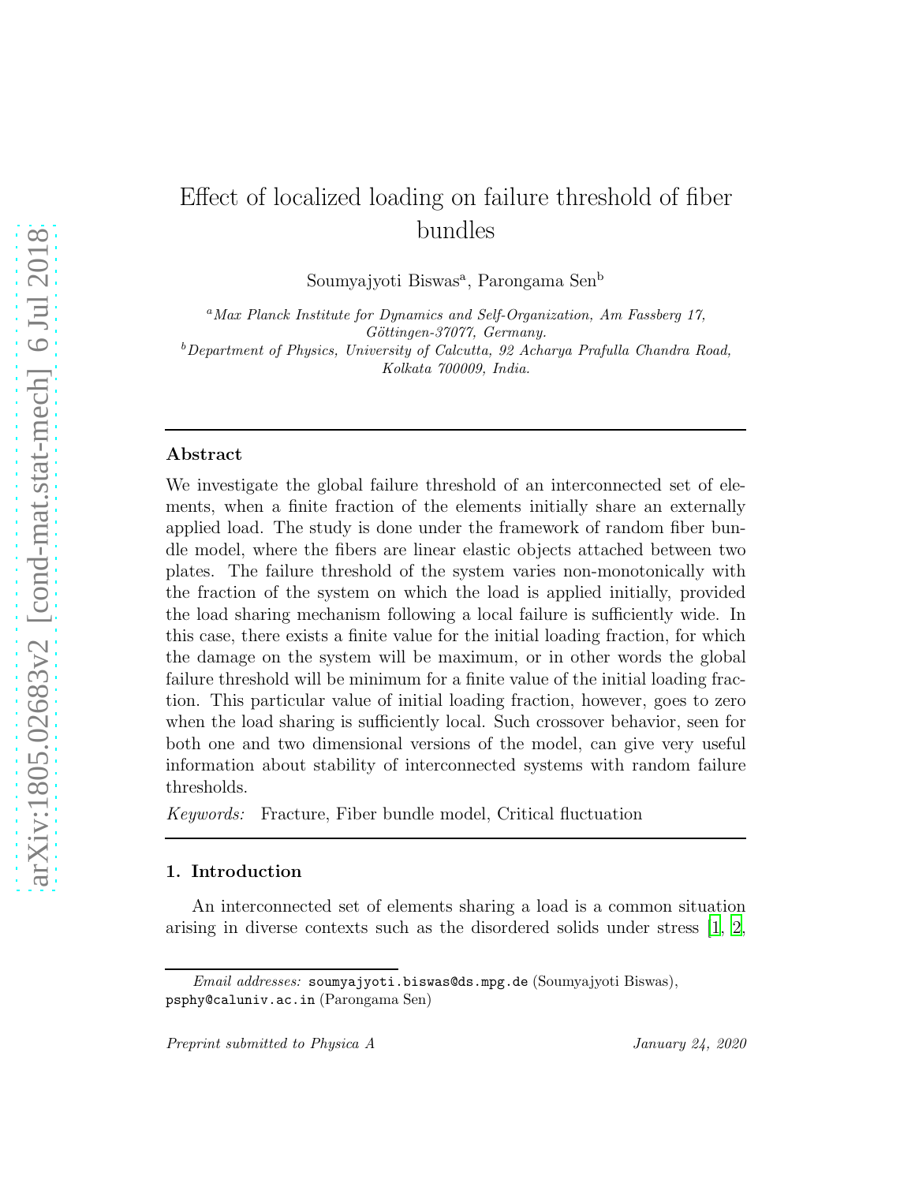# Effect of localized loading on failure threshold of fiber bundles

Soumyajyoti Biswas[a], Parongama Sen[b]

[a]*Max Planck Institute for Dynamics and Self-Organization, Am Fassberg 17, Göttingen-37077, Germany.*

[b]*Department of Physics, University of Calcutta, 92 Acharya Prafulla Chandra Road, Kolkata 700009, India.*

---

## Abstract

We investigate the global failure threshold of an interconnected set of elements, when a finite fraction of the elements initially share an externally applied load. The study is done under the framework of random fiber bundle model, where the fibers are linear elastic objects attached between two plates. The failure threshold of the system varies non-monotonically with the fraction of the system on which the load is applied initially, provided the load sharing mechanism following a local failure is sufficiently wide. In this case, there exists a finite value for the initial loading fraction, for which the damage on the system will be maximum, or in other words the global failure threshold will be minimum for a finite value of the initial loading fraction. This particular value of initial loading fraction, however, goes to zero when the load sharing is sufficiently local. Such crossover behavior, seen for both one and two dimensional versions of the model, can give very useful information about stability of interconnected systems with random failure thresholds.

*Keywords:* Fracture, Fiber bundle model, Critical fluctuation

---

## 1. Introduction

An interconnected set of elements sharing a load is a common situation arising in diverse contexts such as the disordered solids under stress [1, 2,

*Email addresses:* soumyajyoti.biswas@ds.mpg.de (Soumyajyoti Biswas), psphy@caluniv.ac.in (Parongama Sen)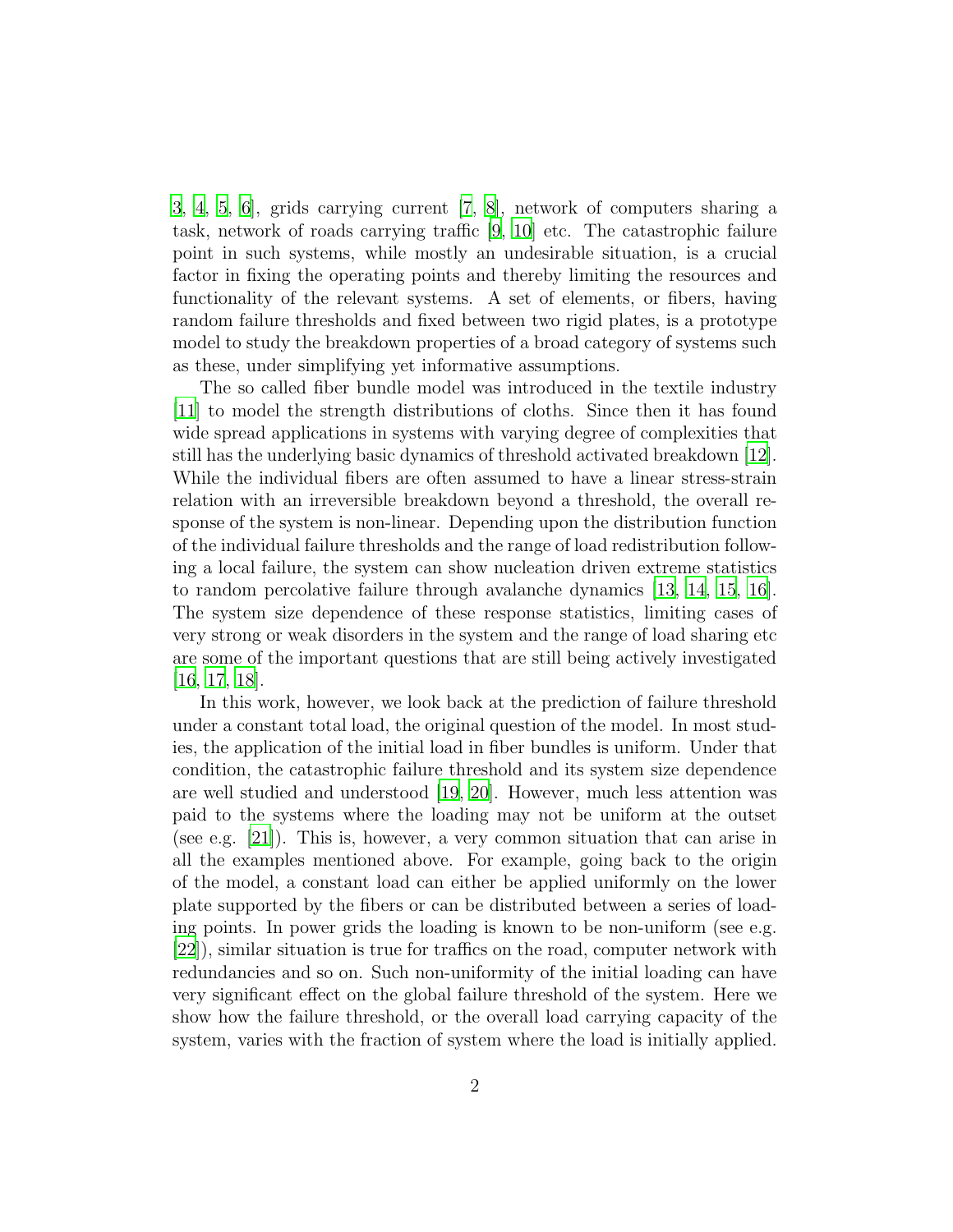3, 4, 5, 6], grids carrying current [7, 8], network of computers sharing a task, network of roads carrying traffic [9, 10] etc. The catastrophic failure point in such systems, while mostly an undesirable situation, is a crucial factor in fixing the operating points and thereby limiting the resources and functionality of the relevant systems. A set of elements, or fibers, having random failure thresholds and fixed between two rigid plates, is a prototype model to study the breakdown properties of a broad category of systems such as these, under simplifying yet informative assumptions.

The so called fiber bundle model was introduced in the textile industry [11] to model the strength distributions of cloths. Since then it has found wide spread applications in systems with varying degree of complexities that still has the underlying basic dynamics of threshold activated breakdown [12]. While the individual fibers are often assumed to have a linear stress-strain relation with an irreversible breakdown beyond a threshold, the overall response of the system is non-linear. Depending upon the distribution function of the individual failure thresholds and the range of load redistribution following a local failure, the system can show nucleation driven extreme statistics to random percolative failure through avalanche dynamics [13, 14, 15, 16]. The system size dependence of these response statistics, limiting cases of very strong or weak disorders in the system and the range of load sharing etc are some of the important questions that are still being actively investigated [16, 17, 18].

In this work, however, we look back at the prediction of failure threshold under a constant total load, the original question of the model. In most studies, the application of the initial load in fiber bundles is uniform. Under that condition, the catastrophic failure threshold and its system size dependence are well studied and understood [19, 20]. However, much less attention was paid to the systems where the loading may not be uniform at the outset (see e.g. [21]). This is, however, a very common situation that can arise in all the examples mentioned above. For example, going back to the origin of the model, a constant load can either be applied uniformly on the lower plate supported by the fibers or can be distributed between a series of loading points. In power grids the loading is known to be non-uniform (see e.g. [22]), similar situation is true for traffics on the road, computer network with redundancies and so on. Such non-uniformity of the initial loading can have very significant effect on the global failure threshold of the system. Here we show how the failure threshold, or the overall load carrying capacity of the system, varies with the fraction of system where the load is initially applied.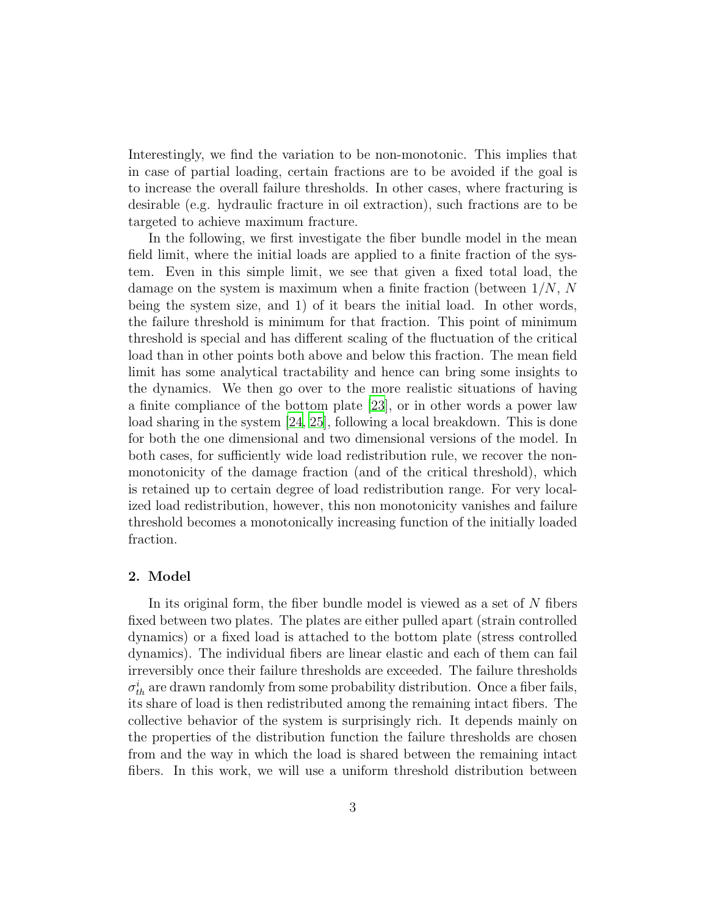Interestingly, we find the variation to be non-monotonic. This implies that in case of partial loading, certain fractions are to be avoided if the goal is to increase the overall failure thresholds. In other cases, where fracturing is desirable (e.g. hydraulic fracture in oil extraction), such fractions are to be targeted to achieve maximum fracture.

In the following, we first investigate the fiber bundle model in the mean field limit, where the initial loads are applied to a finite fraction of the system. Even in this simple limit, we see that given a fixed total load, the damage on the system is maximum when a finite fraction (between $1/N$, $N$ being the system size, and 1) of it bears the initial load. In other words, the failure threshold is minimum for that fraction. This point of minimum threshold is special and has different scaling of the fluctuation of the critical load than in other points both above and below this fraction. The mean field limit has some analytical tractability and hence can bring some insights to the dynamics. We then go over to the more realistic situations of having a finite compliance of the bottom plate [23], or in other words a power law load sharing in the system [24, 25], following a local breakdown. This is done for both the one dimensional and two dimensional versions of the model. In both cases, for sufficiently wide load redistribution rule, we recover the non-monotonicity of the damage fraction (and of the critical threshold), which is retained up to certain degree of load redistribution range. For very localized load redistribution, however, this non monotonicity vanishes and failure threshold becomes a monotonically increasing function of the initially loaded fraction.

## 2. Model

In its original form, the fiber bundle model is viewed as a set of $N$ fibers fixed between two plates. The plates are either pulled apart (strain controlled dynamics) or a fixed load is attached to the bottom plate (stress controlled dynamics). The individual fibers are linear elastic and each of them can fail irreversibly once their failure thresholds are exceeded. The failure thresholds $\sigma_{th}^{i}$ are drawn randomly from some probability distribution. Once a fiber fails, its share of load is then redistributed among the remaining intact fibers. The collective behavior of the system is surprisingly rich. It depends mainly on the properties of the distribution function the failure thresholds are chosen from and the way in which the load is shared between the remaining intact fibers. In this work, we will use a uniform threshold distribution between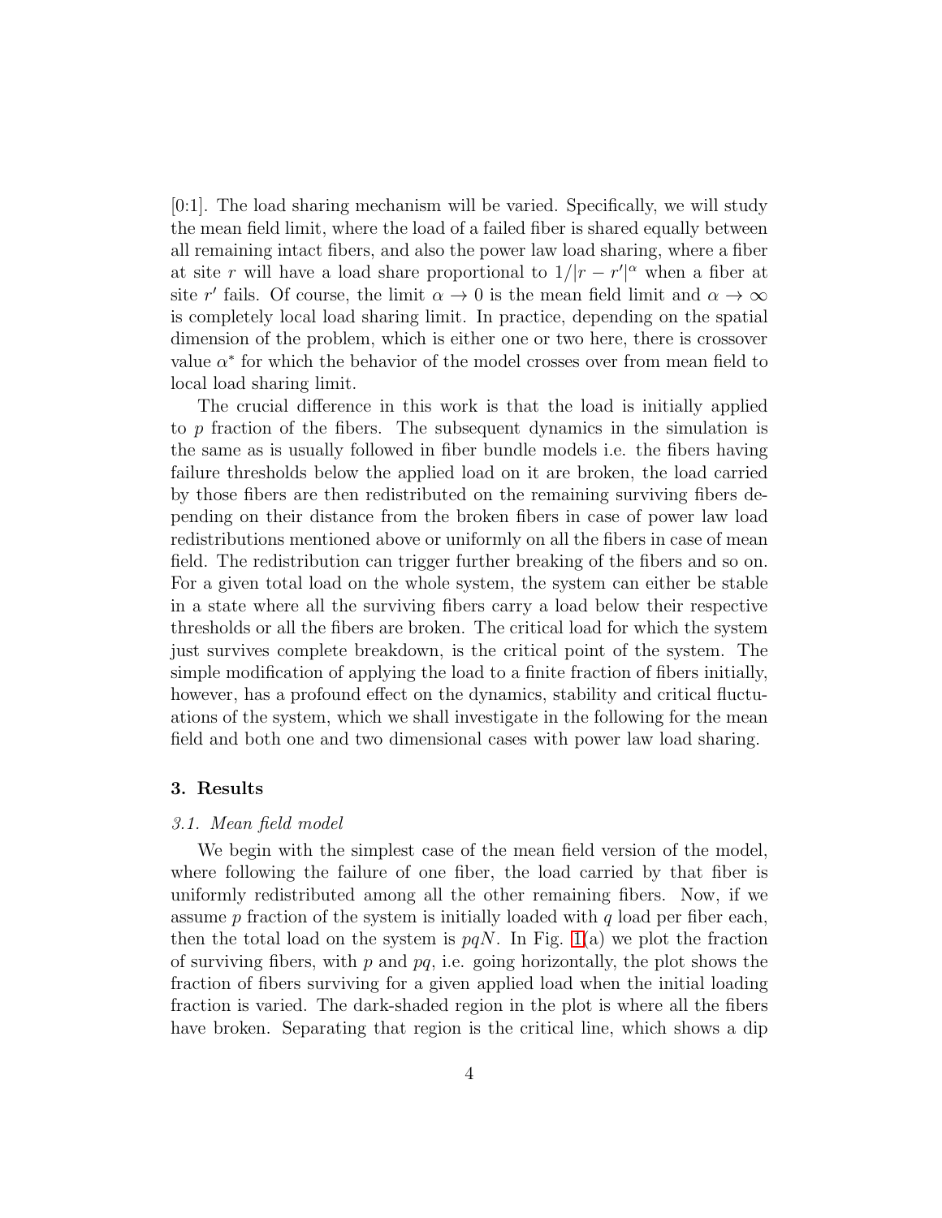[0:1]. The load sharing mechanism will be varied. Specifically, we will study the mean field limit, where the load of a failed fiber is shared equally between all remaining intact fibers, and also the power law load sharing, where a fiber at site $r$ will have a load share proportional to $1/|r - r'|^\alpha$ when a fiber at site $r'$ fails. Of course, the limit $\alpha \to 0$ is the mean field limit and $\alpha \to \infty$ is completely local load sharing limit. In practice, depending on the spatial dimension of the problem, which is either one or two here, there is crossover value $\alpha^*$ for which the behavior of the model crosses over from mean field to local load sharing limit.

The crucial difference in this work is that the load is initially applied to $p$ fraction of the fibers. The subsequent dynamics in the simulation is the same as is usually followed in fiber bundle models i.e. the fibers having failure thresholds below the applied load on it are broken, the load carried by those fibers are then redistributed on the remaining surviving fibers depending on their distance from the broken fibers in case of power law load redistributions mentioned above or uniformly on all the fibers in case of mean field. The redistribution can trigger further breaking of the fibers and so on. For a given total load on the whole system, the system can either be stable in a state where all the surviving fibers carry a load below their respective thresholds or all the fibers are broken. The critical load for which the system just survives complete breakdown, is the critical point of the system. The simple modification of applying the load to a finite fraction of fibers initially, however, has a profound effect on the dynamics, stability and critical fluctuations of the system, which we shall investigate in the following for the mean field and both one and two dimensional cases with power law load sharing.

## 3. Results

### *3.1. Mean field model*

We begin with the simplest case of the mean field version of the model, where following the failure of one fiber, the load carried by that fiber is uniformly redistributed among all the other remaining fibers. Now, if we assume $p$ fraction of the system is initially loaded with $q$ load per fiber each, then the total load on the system is $pqN$. In Fig. 1(a) we plot the fraction of surviving fibers, with $p$ and $pq$, i.e. going horizontally, the plot shows the fraction of fibers surviving for a given applied load when the initial loading fraction is varied. The dark-shaded region in the plot is where all the fibers have broken. Separating that region is the critical line, which shows a dip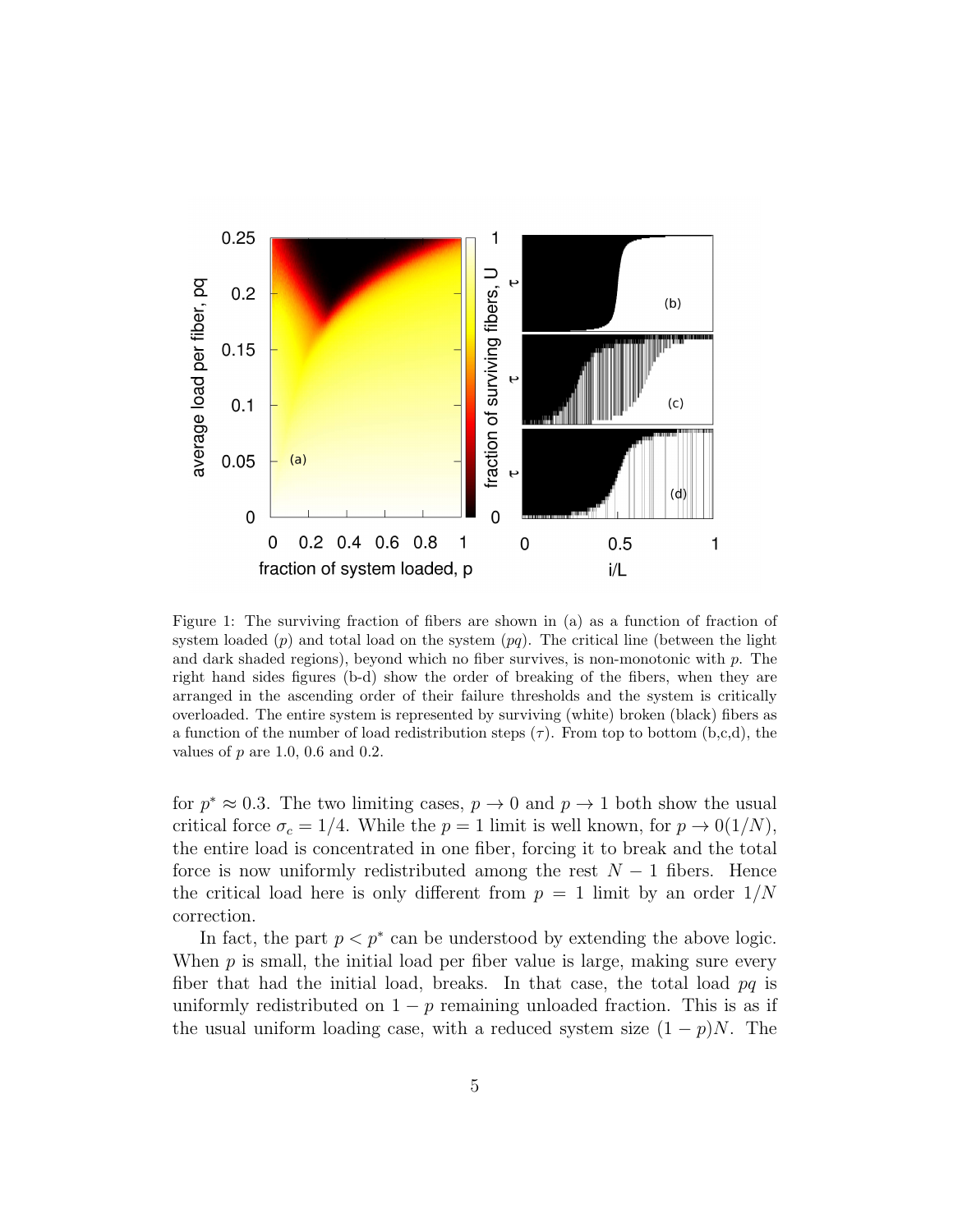Figure 1: The surviving fraction of fibers are shown in (a) as a function of fraction of system loaded ($p$) and total load on the system ($pq$). The critical line (between the light and dark shaded regions), beyond which no fiber survives, is non-monotonic with $p$. The right hand sides figures (b-d) show the order of breaking of the fibers, when they are arranged in the ascending order of their failure thresholds and the system is critically overloaded. The entire system is represented by surviving (white) broken (black) fibers as a function of the number of load redistribution steps ($\tau$). From top to bottom (b,c,d), the values of $p$ are 1.0, 0.6 and 0.2.

for $p^* \approx 0.3$. The two limiting cases, $p \to 0$ and $p \to 1$ both show the usual critical force $\sigma_c = 1/4$. While the $p = 1$ limit is well known, for $p \to 0(1/N)$, the entire load is concentrated in one fiber, forcing it to break and the total force is now uniformly redistributed among the rest $N - 1$ fibers. Hence the critical load here is only different from $p = 1$ limit by an order $1/N$ correction.

In fact, the part $p < p^*$ can be understood by extending the above logic. When $p$ is small, the initial load per fiber value is large, making sure every fiber that had the initial load, breaks. In that case, the total load $pq$ is uniformly redistributed on $1 - p$ remaining unloaded fraction. This is as if the usual uniform loading case, with a reduced system size $(1 - p)N$. The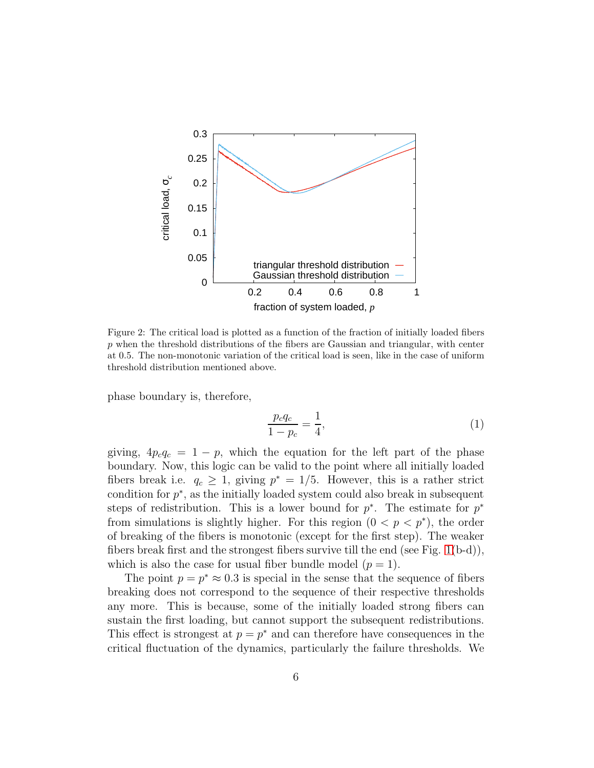Figure 2: The critical load is plotted as a function of the fraction of initially loaded fibers $p$ when the threshold distributions of the fibers are Gaussian and triangular, with center at 0.5. The non-monotonic variation of the critical load is seen, like in the case of uniform threshold distribution mentioned above.

phase boundary is, therefore,

$$\frac{p_c q_c}{1 - p_c} = \frac{1}{4}, \tag{1}$$

giving, $4p_c q_c = 1 - p$, which the equation for the left part of the phase boundary. Now, this logic can be valid to the point where all initially loaded fibers break i.e. $q_c \geq 1$, giving $p^* = 1/5$. However, this is a rather strict condition for $p^*$, as the initially loaded system could also break in subsequent steps of redistribution. This is a lower bound for $p^*$. The estimate for $p^*$ from simulations is slightly higher. For this region ($0 < p < p^*$), the order of breaking of the fibers is monotonic (except for the first step). The weaker fibers break first and the strongest fibers survive till the end (see Fig. 1(b-d)), which is also the case for usual fiber bundle model ($p = 1$).

The point $p = p^* \approx 0.3$ is special in the sense that the sequence of fibers breaking does not correspond to the sequence of their respective thresholds any more. This is because, some of the initially loaded strong fibers can sustain the first loading, but cannot support the subsequent redistributions. This effect is strongest at $p = p^*$ and can therefore have consequences in the critical fluctuation of the dynamics, particularly the failure thresholds. We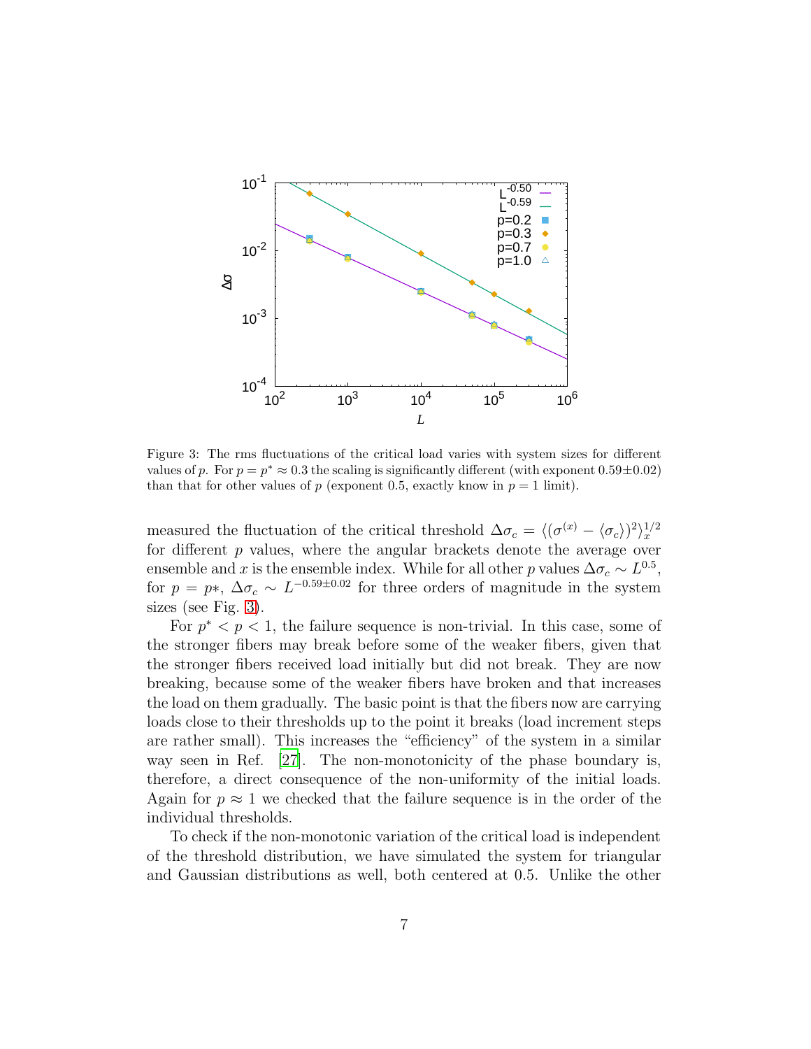Figure 3: The rms fluctuations of the critical load varies with system sizes for different values of $p$. For $p = p^* \approx 0.3$ the scaling is significantly different (with exponent $0.59 \pm 0.02$) than that for other values of $p$ (exponent 0.5, exactly know in $p = 1$ limit).

measured the fluctuation of the critical threshold $\Delta\sigma_c = \langle(\sigma^{(x)} - \langle\sigma_c\rangle)^2\rangle_x^{1/2}$ for different $p$ values, where the angular brackets denote the average over ensemble and $x$ is the ensemble index. While for all other $p$ values $\Delta\sigma_c \sim L^{0.5}$, for $p = p*$, $\Delta\sigma_c \sim L^{-0.59\pm0.02}$ for three orders of magnitude in the system sizes (see Fig. 3).

For $p^* < p < 1$, the failure sequence is non-trivial. In this case, some of the stronger fibers may break before some of the weaker fibers, given that the stronger fibers received load initially but did not break. They are now breaking, because some of the weaker fibers have broken and that increases the load on them gradually. The basic point is that the fibers now are carrying loads close to their thresholds up to the point it breaks (load increment steps are rather small). This increases the "efficiency" of the system in a similar way seen in Ref. [27]. The non-monotonicity of the phase boundary is, therefore, a direct consequence of the non-uniformity of the initial loads. Again for $p \approx 1$ we checked that the failure sequence is in the order of the individual thresholds.

To check if the non-monotonic variation of the critical load is independent of the threshold distribution, we have simulated the system for triangular and Gaussian distributions as well, both centered at 0.5. Unlike the other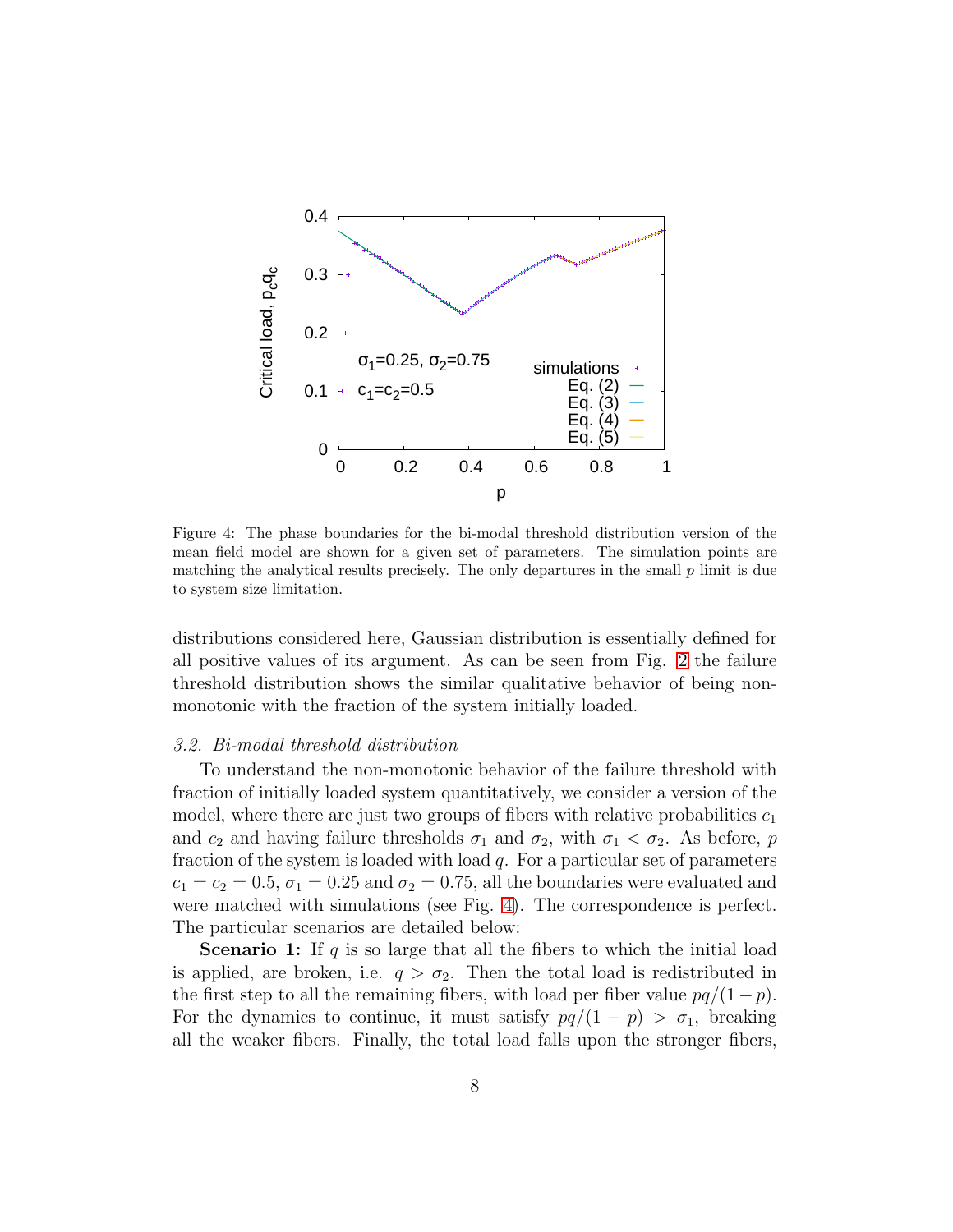Figure 4: The phase boundaries for the bi-modal threshold distribution version of the mean field model are shown for a given set of parameters. The simulation points are matching the analytical results precisely. The only departures in the small $p$ limit is due to system size limitation.

distributions considered here, Gaussian distribution is essentially defined for all positive values of its argument. As can be seen from Fig. 2 the failure threshold distribution shows the similar qualitative behavior of being non-monotonic with the fraction of the system initially loaded.

### *3.2. Bi-modal threshold distribution*

To understand the non-monotonic behavior of the failure threshold with fraction of initially loaded system quantitatively, we consider a version of the model, where there are just two groups of fibers with relative probabilities $c_1$ and $c_2$ and having failure thresholds $\sigma_1$ and $\sigma_2$, with $\sigma_1 < \sigma_2$. As before, $p$ fraction of the system is loaded with load $q$. For a particular set of parameters $c_1 = c_2 = 0.5$, $\sigma_1 = 0.25$ and $\sigma_2 = 0.75$, all the boundaries were evaluated and were matched with simulations (see Fig. 4). The correspondence is perfect. The particular scenarios are detailed below:

**Scenario 1:** If $q$ is so large that all the fibers to which the initial load is applied, are broken, i.e. $q > \sigma_2$. Then the total load is redistributed in the first step to all the remaining fibers, with load per fiber value $pq/(1-p)$. For the dynamics to continue, it must satisfy $pq/(1-p) > \sigma_1$, breaking all the weaker fibers. Finally, the total load falls upon the stronger fibers,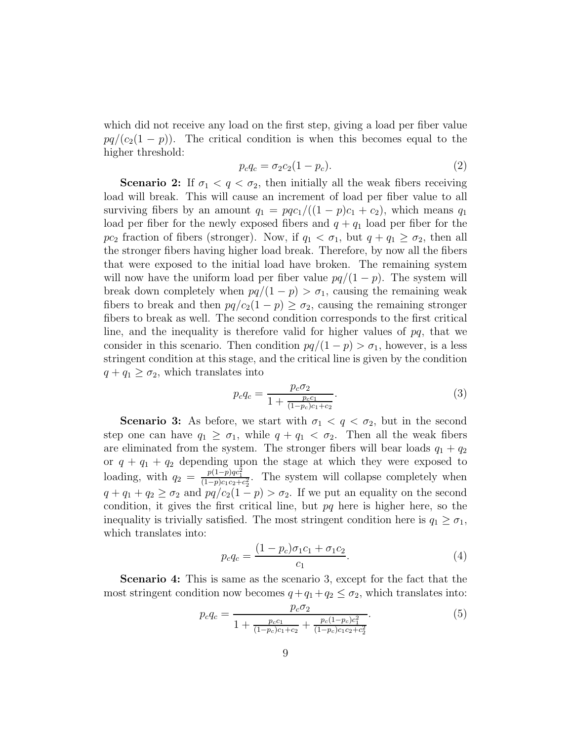which did not receive any load on the first step, giving a load per fiber value $pq/(c_2(1-p))$. The critical condition is when this becomes equal to the higher threshold:

$$p_c q_c = \sigma_2 c_2 (1-p_c). \tag{2}$$

**Scenario 2:** If $\sigma_1 < q < \sigma_2$, then initially all the weak fibers receiving load will break. This will cause an increment of load per fiber value to all surviving fibers by an amount $q_1 = pqc_1/((1-p)c_1 + c_2)$, which means $q_1$ load per fiber for the newly exposed fibers and $q + q_1$ load per fiber for the $pc_2$ fraction of fibers (stronger). Now, if $q_1 < \sigma_1$, but $q + q_1 \geq \sigma_2$, then all the stronger fibers having higher load break. Therefore, by now all the fibers that were exposed to the initial load have broken. The remaining system will now have the uniform load per fiber value $pq/(1-p)$. The system will break down completely when $pq/(1-p) > \sigma_1$, causing the remaining weak fibers to break and then $pq/c_2(1-p) \geq \sigma_2$, causing the remaining stronger fibers to break as well. The second condition corresponds to the first critical line, and the inequality is therefore valid for higher values of $pq$, that we consider in this scenario. Then condition $pq/(1-p) > \sigma_1$, however, is a less stringent condition at this stage, and the critical line is given by the condition $q + q_1 \geq \sigma_2$, which translates into

$$p_c q_c = \frac{p_c \sigma_2}{1 + \frac{p_c c_1}{(1-p_c)c_1 + c_2}}. \tag{3}$$

**Scenario 3:** As before, we start with $\sigma_1 < q < \sigma_2$, but in the second step one can have $q_1 \geq \sigma_1$, while $q + q_1 < \sigma_2$. Then all the weak fibers are eliminated from the system. The stronger fibers will bear loads $q_1 + q_2$ or $q + q_1 + q_2$ depending upon the stage at which they were exposed to loading, with $q_2 = \frac{p(1-p)qc_1^2}{(1-p)c_1c_2 + c_2^2}$. The system will collapse completely when $q + q_1 + q_2 \geq \sigma_2$ and $pq/c_2(1-p) > \sigma_2$. If we put an equality on the second condition, it gives the first critical line, but $pq$ here is higher here, so the inequality is trivially satisfied. The most stringent condition here is $q_1 \geq \sigma_1$, which translates into:

$$p_c q_c = \frac{(1-p_c)\sigma_1 c_1 + \sigma_1 c_2}{c_1}. \tag{4}$$

**Scenario 4:** This is same as the scenario 3, except for the fact that the most stringent condition now becomes $q + q_1 + q_2 \leq \sigma_2$, which translates into:

$$p_c q_c = \frac{p_c \sigma_2}{1 + \frac{p_c c_1}{(1-p_c)c_1 + c_2} + \frac{p_c(1-p_c)c_1^2}{(1-p_c)c_1c_2 + c_2^2}}. \tag{5}$$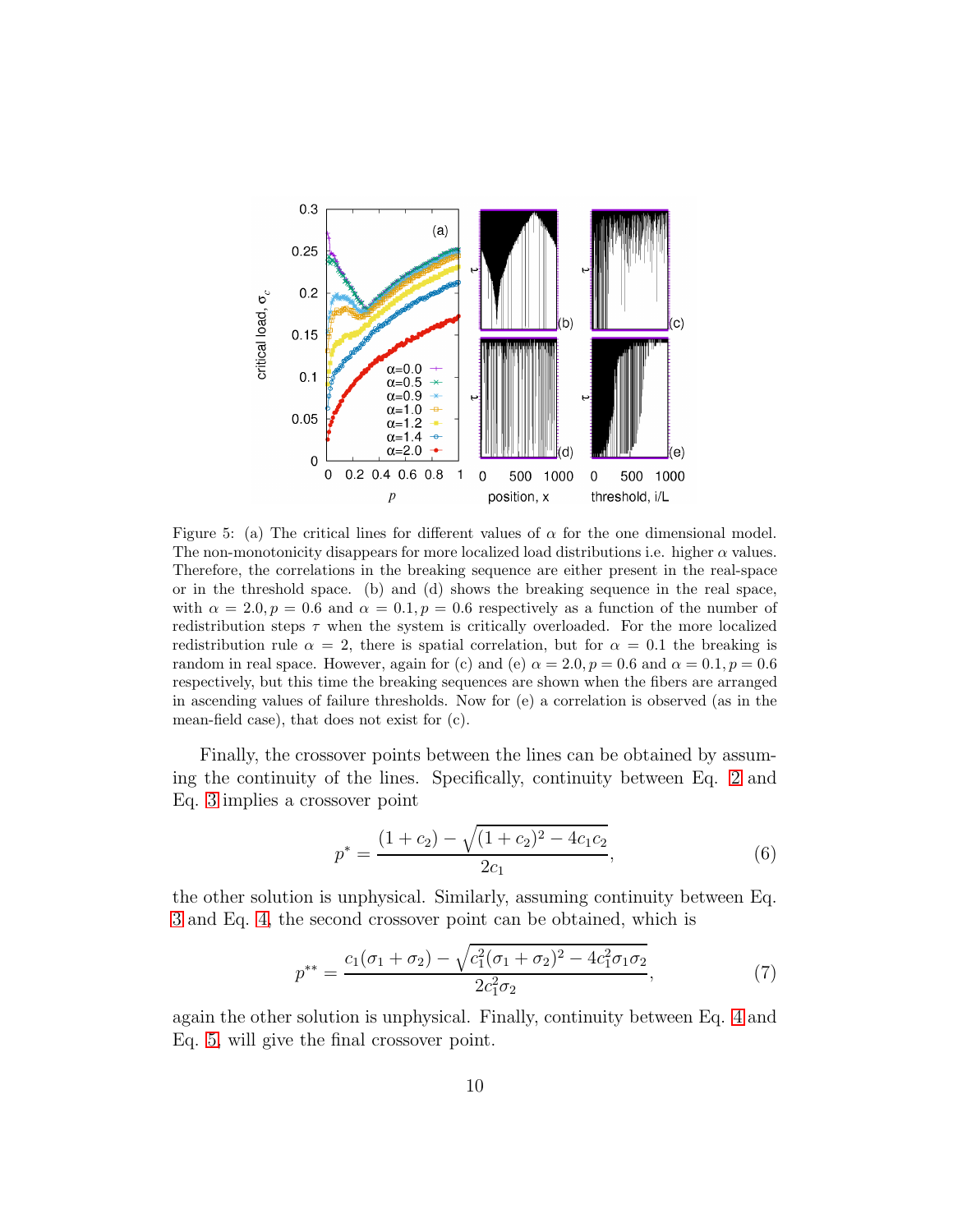Figure 5: (a) The critical lines for different values of $\alpha$ for the one dimensional model. The non-monotonicity disappears for more localized load distributions i.e. higher $\alpha$ values. Therefore, the correlations in the breaking sequence are either present in the real-space or in the threshold space. (b) and (d) shows the breaking sequence in the real space, with $\alpha = 2.0, p = 0.6$ and $\alpha = 0.1, p = 0.6$ respectively as a function of the number of redistribution steps $\tau$ when the system is critically overloaded. For the more localized redistribution rule $\alpha = 2$, there is spatial correlation, but for $\alpha = 0.1$ the breaking is random in real space. However, again for (c) and (e) $\alpha = 2.0, p = 0.6$ and $\alpha = 0.1, p = 0.6$ respectively, but this time the breaking sequences are shown when the fibers are arranged in ascending values of failure thresholds. Now for (e) a correlation is observed (as in the mean-field case), that does not exist for (c).

Finally, the crossover points between the lines can be obtained by assuming the continuity of the lines. Specifically, continuity between Eq. 2 and Eq. 3 implies a crossover point

$$p^* = \frac{(1+c_2) - \sqrt{(1+c_2)^2 - 4c_1c_2}}{2c_1}, \tag{6}$$

the other solution is unphysical. Similarly, assuming continuity between Eq. 3 and Eq. 4, the second crossover point can be obtained, which is

$$p^{**} = \frac{c_1(\sigma_1+\sigma_2) - \sqrt{c_1^2(\sigma_1+\sigma_2)^2 - 4c_1^2\sigma_1\sigma_2}}{2c_1^2\sigma_2}, \tag{7}$$

again the other solution is unphysical. Finally, continuity between Eq. 4 and Eq. 5, will give the final crossover point.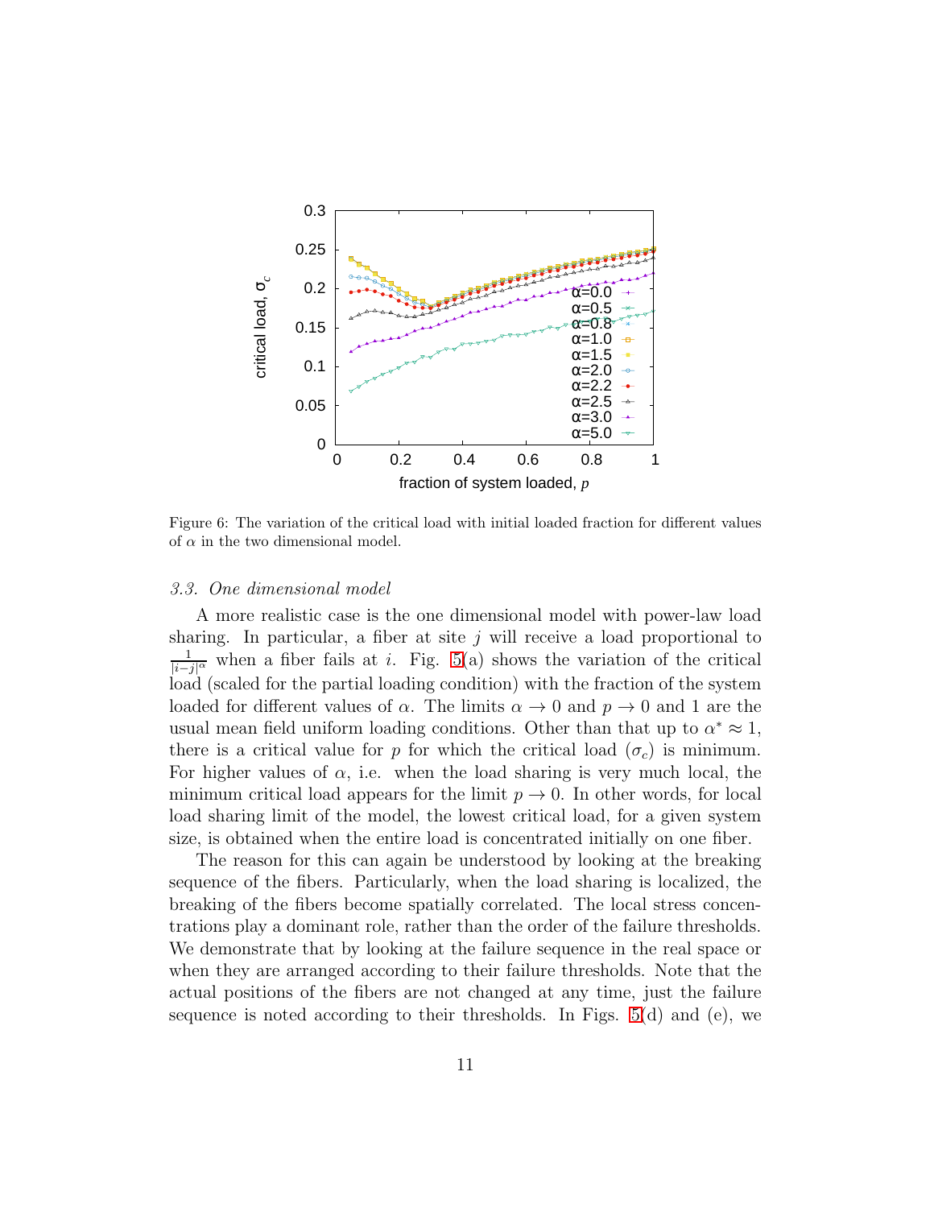Figure 6: The variation of the critical load with initial loaded fraction for different values of $\alpha$ in the two dimensional model.

### *3.3. One dimensional model*

A more realistic case is the one dimensional model with power-law load sharing. In particular, a fiber at site $j$ will receive a load proportional to $\frac{1}{|i-j|^{\alpha}}$ when a fiber fails at $i$. Fig. 5(a) shows the variation of the critical load (scaled for the partial loading condition) with the fraction of the system loaded for different values of $\alpha$. The limits $\alpha \to 0$ and $p \to 0$ and 1 are the usual mean field uniform loading conditions. Other than that up to $\alpha^* \approx 1$, there is a critical value for $p$ for which the critical load ($\sigma_c$) is minimum. For higher values of $\alpha$, i.e. when the load sharing is very much local, the minimum critical load appears for the limit $p \to 0$. In other words, for local load sharing limit of the model, the lowest critical load, for a given system size, is obtained when the entire load is concentrated initially on one fiber.

The reason for this can again be understood by looking at the breaking sequence of the fibers. Particularly, when the load sharing is localized, the breaking of the fibers become spatially correlated. The local stress concentrations play a dominant role, rather than the order of the failure thresholds. We demonstrate that by looking at the failure sequence in the real space or when they are arranged according to their failure thresholds. Note that the actual positions of the fibers are not changed at any time, just the failure sequence is noted according to their thresholds. In Figs. 5(d) and (e), we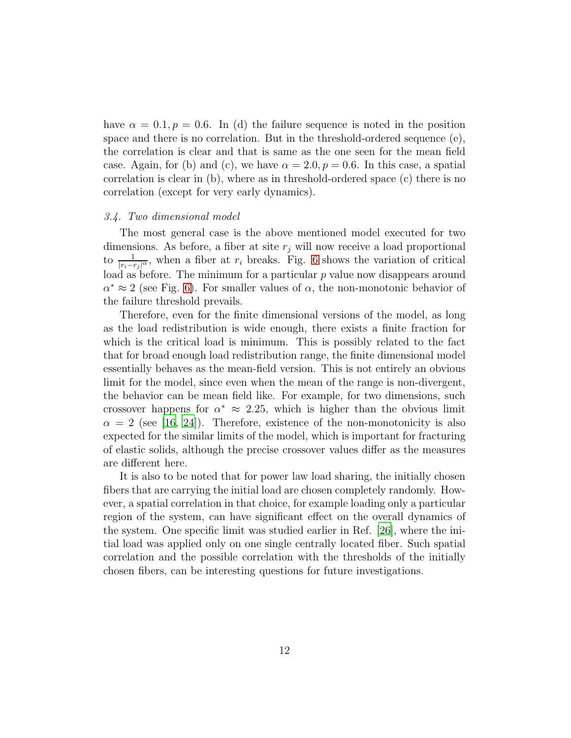have $\alpha = 0.1, p = 0.6$. In (d) the failure sequence is noted in the position space and there is no correlation. But in the threshold-ordered sequence (e), the correlation is clear and that is same as the one seen for the mean field case. Again, for (b) and (c), we have $\alpha = 2.0, p = 0.6$. In this case, a spatial correlation is clear in (b), where as in threshold-ordered space (c) there is no correlation (except for very early dynamics).

### *3.4. Two dimensional model*

The most general case is the above mentioned model executed for two dimensions. As before, a fiber at site $r_j$ will now receive a load proportional to $\frac{1}{|r_i - r_j|^\alpha}$, when a fiber at $r_i$ breaks. Fig. 6 shows the variation of critical load as before. The minimum for a particular $p$ value now disappears around $\alpha^* \approx 2$ (see Fig. 6). For smaller values of $\alpha$, the non-monotonic behavior of the failure threshold prevails.

Therefore, even for the finite dimensional versions of the model, as long as the load redistribution is wide enough, there exists a finite fraction for which is the critical load is minimum. This is possibly related to the fact that for broad enough load redistribution range, the finite dimensional model essentially behaves as the mean-field version. This is not entirely an obvious limit for the model, since even when the mean of the range is non-divergent, the behavior can be mean field like. For example, for two dimensions, such crossover happens for $\alpha^* \approx 2.25$, which is higher than the obvious limit $\alpha = 2$ (see [16, 24]). Therefore, existence of the non-monotonicity is also expected for the similar limits of the model, which is important for fracturing of elastic solids, although the precise crossover values differ as the measures are different here.

It is also to be noted that for power law load sharing, the initially chosen fibers that are carrying the initial load are chosen completely randomly. However, a spatial correlation in that choice, for example loading only a particular region of the system, can have significant effect on the overall dynamics of the system. One specific limit was studied earlier in Ref. [26], where the initial load was applied only on one single centrally located fiber. Such spatial correlation and the possible correlation with the thresholds of the initially chosen fibers, can be interesting questions for future investigations.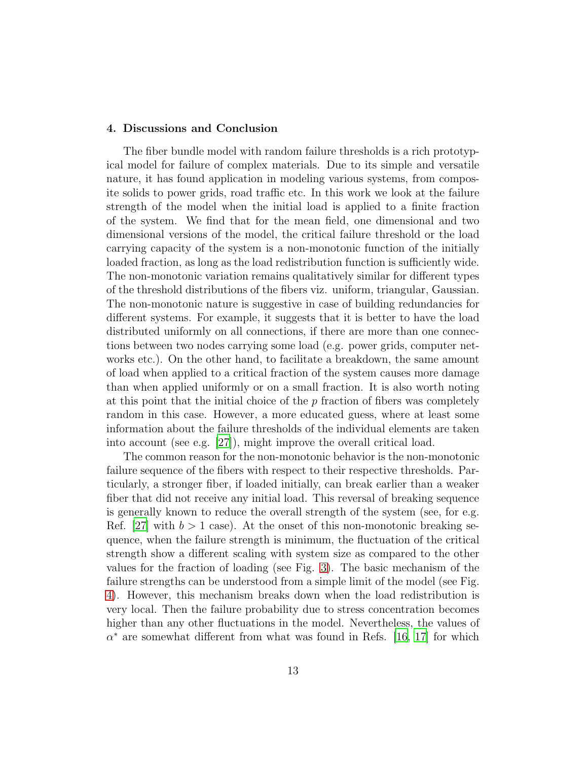## 4. Discussions and Conclusion

The fiber bundle model with random failure thresholds is a rich prototypical model for failure of complex materials. Due to its simple and versatile nature, it has found application in modeling various systems, from composite solids to power grids, road traffic etc. In this work we look at the failure strength of the model when the initial load is applied to a finite fraction of the system. We find that for the mean field, one dimensional and two dimensional versions of the model, the critical failure threshold or the load carrying capacity of the system is a non-monotonic function of the initially loaded fraction, as long as the load redistribution function is sufficiently wide. The non-monotonic variation remains qualitatively similar for different types of the threshold distributions of the fibers viz. uniform, triangular, Gaussian. The non-monotonic nature is suggestive in case of building redundancies for different systems. For example, it suggests that it is better to have the load distributed uniformly on all connections, if there are more than one connections between two nodes carrying some load (e.g. power grids, computer networks etc.). On the other hand, to facilitate a breakdown, the same amount of load when applied to a critical fraction of the system causes more damage than when applied uniformly or on a small fraction. It is also worth noting at this point that the initial choice of the $p$ fraction of fibers was completely random in this case. However, a more educated guess, where at least some information about the failure thresholds of the individual elements are taken into account (see e.g. [27]), might improve the overall critical load.

The common reason for the non-monotonic behavior is the non-monotonic failure sequence of the fibers with respect to their respective thresholds. Particularly, a stronger fiber, if loaded initially, can break earlier than a weaker fiber that did not receive any initial load. This reversal of breaking sequence is generally known to reduce the overall strength of the system (see, for e.g. Ref. [27] with $b > 1$ case). At the onset of this non-monotonic breaking sequence, when the failure strength is minimum, the fluctuation of the critical strength show a different scaling with system size as compared to the other values for the fraction of loading (see Fig. 3). The basic mechanism of the failure strengths can be understood from a simple limit of the model (see Fig. 4). However, this mechanism breaks down when the load redistribution is very local. Then the failure probability due to stress concentration becomes higher than any other fluctuations in the model. Nevertheless, the values of $\alpha^*$ are somewhat different from what was found in Refs. [16, 17] for which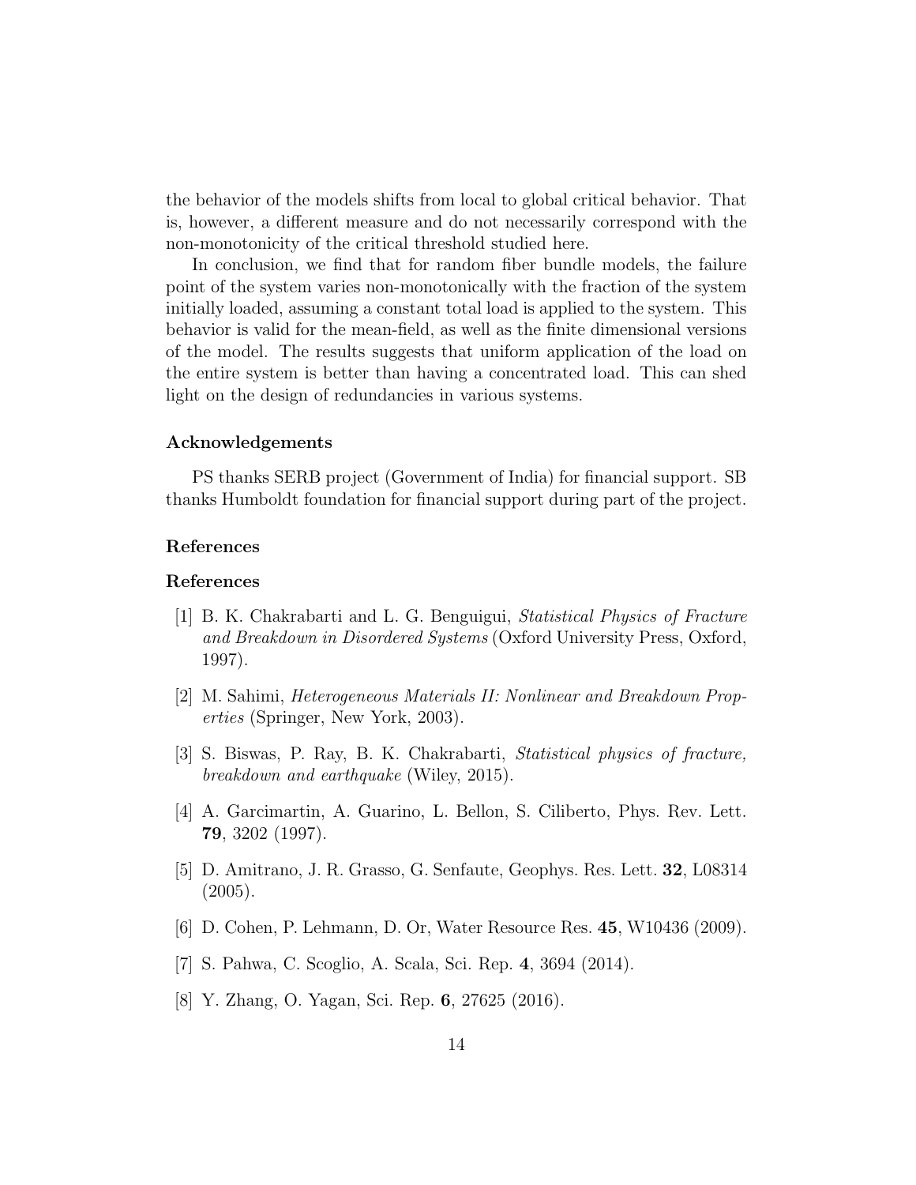the behavior of the models shifts from local to global critical behavior. That is, however, a different measure and do not necessarily correspond with the non-monotonicity of the critical threshold studied here.

In conclusion, we find that for random fiber bundle models, the failure point of the system varies non-monotonically with the fraction of the system initially loaded, assuming a constant total load is applied to the system. This behavior is valid for the mean-field, as well as the finite dimensional versions of the model. The results suggests that uniform application of the load on the entire system is better than having a concentrated load. This can shed light on the design of redundancies in various systems.

### Acknowledgements

PS thanks SERB project (Government of India) for financial support. SB thanks Humboldt foundation for financial support during part of the project.

### References

### References

[1] B. K. Chakrabarti and L. G. Benguigui, *Statistical Physics of Fracture and Breakdown in Disordered Systems* (Oxford University Press, Oxford, 1997).

[2] M. Sahimi, *Heterogeneous Materials II: Nonlinear and Breakdown Properties* (Springer, New York, 2003).

[3] S. Biswas, P. Ray, B. K. Chakrabarti, *Statistical physics of fracture, breakdown and earthquake* (Wiley, 2015).

[4] A. Garcimartin, A. Guarino, L. Bellon, S. Ciliberto, Phys. Rev. Lett. **79**, 3202 (1997).

[5] D. Amitrano, J. R. Grasso, G. Senfaute, Geophys. Res. Lett. **32**, L08314 (2005).

[6] D. Cohen, P. Lehmann, D. Or, Water Resource Res. **45**, W10436 (2009).

[7] S. Pahwa, C. Scoglio, A. Scala, Sci. Rep. **4**, 3694 (2014).

[8] Y. Zhang, O. Yagan, Sci. Rep. **6**, 27625 (2016).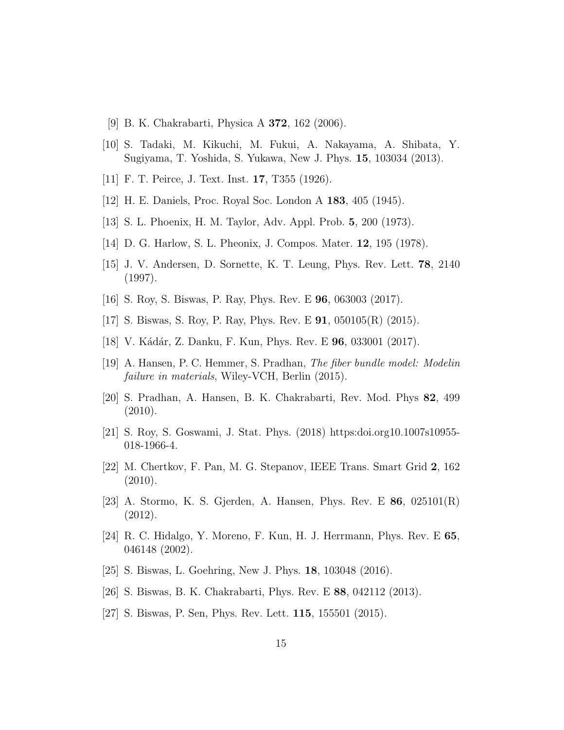[9] B. K. Chakrabarti, Physica A **372**, 162 (2006).

[10] S. Tadaki, M. Kikuchi, M. Fukui, A. Nakayama, A. Shibata, Y. Sugiyama, T. Yoshida, S. Yukawa, New J. Phys. **15**, 103034 (2013).

[11] F. T. Peirce, J. Text. Inst. **17**, T355 (1926).

[12] H. E. Daniels, Proc. Royal Soc. London A **183**, 405 (1945).

[13] S. L. Phoenix, H. M. Taylor, Adv. Appl. Prob. **5**, 200 (1973).

[14] D. G. Harlow, S. L. Pheonix, J. Compos. Mater. **12**, 195 (1978).

[15] J. V. Andersen, D. Sornette, K. T. Leung, Phys. Rev. Lett. **78**, 2140 (1997).

[16] S. Roy, S. Biswas, P. Ray, Phys. Rev. E **96**, 063003 (2017).

[17] S. Biswas, S. Roy, P. Ray, Phys. Rev. E **91**, 050105(R) (2015).

[18] V. Kádár, Z. Danku, F. Kun, Phys. Rev. E **96**, 033001 (2017).

[19] A. Hansen, P. C. Hemmer, S. Pradhan, *The fiber bundle model: Modelin failure in materials*, Wiley-VCH, Berlin (2015).

[20] S. Pradhan, A. Hansen, B. K. Chakrabarti, Rev. Mod. Phys **82**, 499 (2010).

[21] S. Roy, S. Goswami, J. Stat. Phys. (2018) https:doi.org10.1007s10955-018-1966-4.

[22] M. Chertkov, F. Pan, M. G. Stepanov, IEEE Trans. Smart Grid **2**, 162 (2010).

[23] A. Stormo, K. S. Gjerden, A. Hansen, Phys. Rev. E **86**, 025101(R) (2012).

[24] R. C. Hidalgo, Y. Moreno, F. Kun, H. J. Herrmann, Phys. Rev. E **65**, 046148 (2002).

[25] S. Biswas, L. Goehring, New J. Phys. **18**, 103048 (2016).

[26] S. Biswas, B. K. Chakrabarti, Phys. Rev. E **88**, 042112 (2013).

[27] S. Biswas, P. Sen, Phys. Rev. Lett. **115**, 155501 (2015).